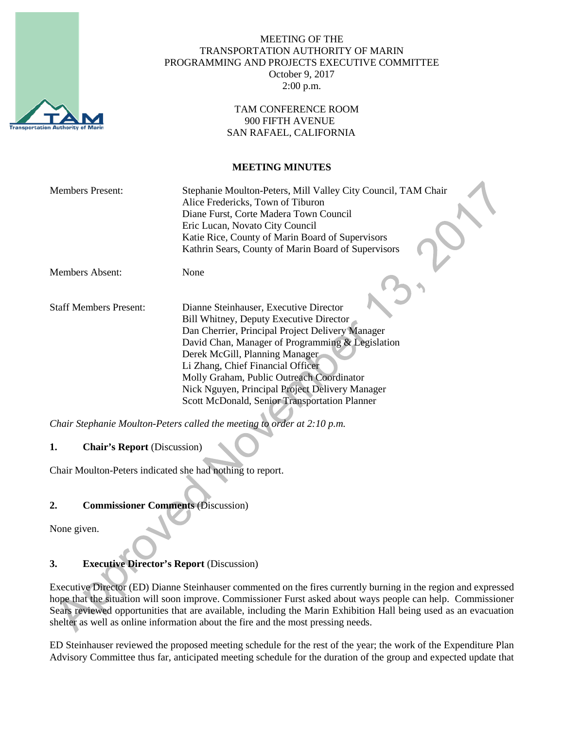MEETING OF THE
TRANSPORTATION AUTHORITY OF MARIN
PROGRAMMING AND PROJECTS EXECUTIVE COMMITTEE
October 9, 2017
2:00 p.m.

TAM CONFERENCE ROOM
900 FIFTH AVENUE
SAN RAFAEL, CALIFORNIA

**MEETING MINUTES**

| | |
|---|---|
| Members Present: | Stephanie Moulton-Peters, Mill Valley City Council, TAM Chair<br>Alice Fredericks, Town of Tiburon<br>Diane Furst, Corte Madera Town Council<br>Eric Lucan, Novato City Council<br>Katie Rice, County of Marin Board of Supervisors<br>Kathrin Sears, County of Marin Board of Supervisors |
| Members Absent: | None |
| Staff Members Present: | Dianne Steinhauser, Executive Director<br>Bill Whitney, Deputy Executive Director<br>Dan Cherrier, Principal Project Delivery Manager<br>David Chan, Manager of Programming & Legislation<br>Derek McGill, Planning Manager<br>Li Zhang, Chief Financial Officer<br>Molly Graham, Public Outreach Coordinator<br>Nick Nguyen, Principal Project Delivery Manager<br>Scott McDonald, Senior Transportation Planner |

*Chair Stephanie Moulton-Peters called the meeting to order at 2:10 p.m.*

**1. Chair's Report** (Discussion)

Chair Moulton-Peters indicated she had nothing to report.

**2. Commissioner Comments** (Discussion)

None given.

**3. Executive Director's Report** (Discussion)

Executive Director (ED) Dianne Steinhauser commented on the fires currently burning in the region and expressed hope that the situation will soon improve. Commissioner Furst asked about ways people can help. Commissioner Sears reviewed opportunities that are available, including the Marin Exhibition Hall being used as an evacuation shelter as well as online information about the fire and the most pressing needs.

ED Steinhauser reviewed the proposed meeting schedule for the rest of the year; the work of the Expenditure Plan Advisory Committee thus far, anticipated meeting schedule for the duration of the group and expected update that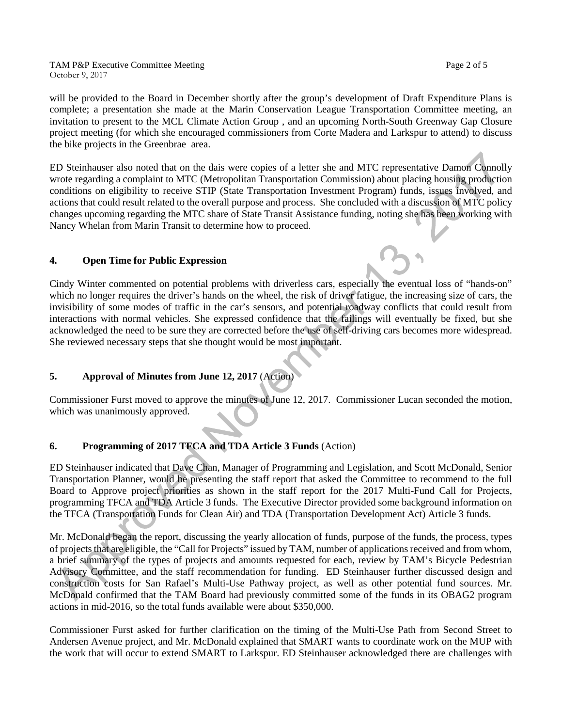will be provided to the Board in December shortly after the group's development of Draft Expenditure Plans is complete; a presentation she made at the Marin Conservation League Transportation Committee meeting, an invitation to present to the MCL Climate Action Group , and an upcoming North-South Greenway Gap Closure project meeting (for which she encouraged commissioners from Corte Madera and Larkspur to attend) to discuss the bike projects in the Greenbrae area.

ED Steinhauser also noted that on the dais were copies of a letter she and MTC representative Damon Connolly wrote regarding a complaint to MTC (Metropolitan Transportation Commission) about placing housing production conditions on eligibility to receive STIP (State Transportation Investment Program) funds, issues involved, and actions that could result related to the overall purpose and process. She concluded with a discussion of MTC policy changes upcoming regarding the MTC share of State Transit Assistance funding, noting she has been working with Nancy Whelan from Marin Transit to determine how to proceed.

## 4. Open Time for Public Expression

Cindy Winter commented on potential problems with driverless cars, especially the eventual loss of "hands-on" which no longer requires the driver's hands on the wheel, the risk of driver fatigue, the increasing size of cars, the invisibility of some modes of traffic in the car's sensors, and potential roadway conflicts that could result from interactions with normal vehicles. She expressed confidence that the failings will eventually be fixed, but she acknowledged the need to be sure they are corrected before the use of self-driving cars becomes more widespread. She reviewed necessary steps that she thought would be most important.

## 5. Approval of Minutes from June 12, 2017 (Action)

Commissioner Furst moved to approve the minutes of June 12, 2017. Commissioner Lucan seconded the motion, which was unanimously approved.

## 6. Programming of 2017 TFCA and TDA Article 3 Funds (Action)

ED Steinhauser indicated that Dave Chan, Manager of Programming and Legislation, and Scott McDonald, Senior Transportation Planner, would be presenting the staff report that asked the Committee to recommend to the full Board to Approve project priorities as shown in the staff report for the 2017 Multi-Fund Call for Projects, programming TFCA and TDA Article 3 funds. The Executive Director provided some background information on the TFCA (Transportation Funds for Clean Air) and TDA (Transportation Development Act) Article 3 funds.

Mr. McDonald began the report, discussing the yearly allocation of funds, purpose of the funds, the process, types of projects that are eligible, the "Call for Projects" issued by TAM, number of applications received and from whom, a brief summary of the types of projects and amounts requested for each, review by TAM's Bicycle Pedestrian Advisory Committee, and the staff recommendation for funding. ED Steinhauser further discussed design and construction costs for San Rafael's Multi-Use Pathway project, as well as other potential fund sources. Mr. McDonald confirmed that the TAM Board had previously committed some of the funds in its OBAG2 program actions in mid-2016, so the total funds available were about $350,000.

Commissioner Furst asked for further clarification on the timing of the Multi-Use Path from Second Street to Andersen Avenue project, and Mr. McDonald explained that SMART wants to coordinate work on the MUP with the work that will occur to extend SMART to Larkspur. ED Steinhauser acknowledged there are challenges with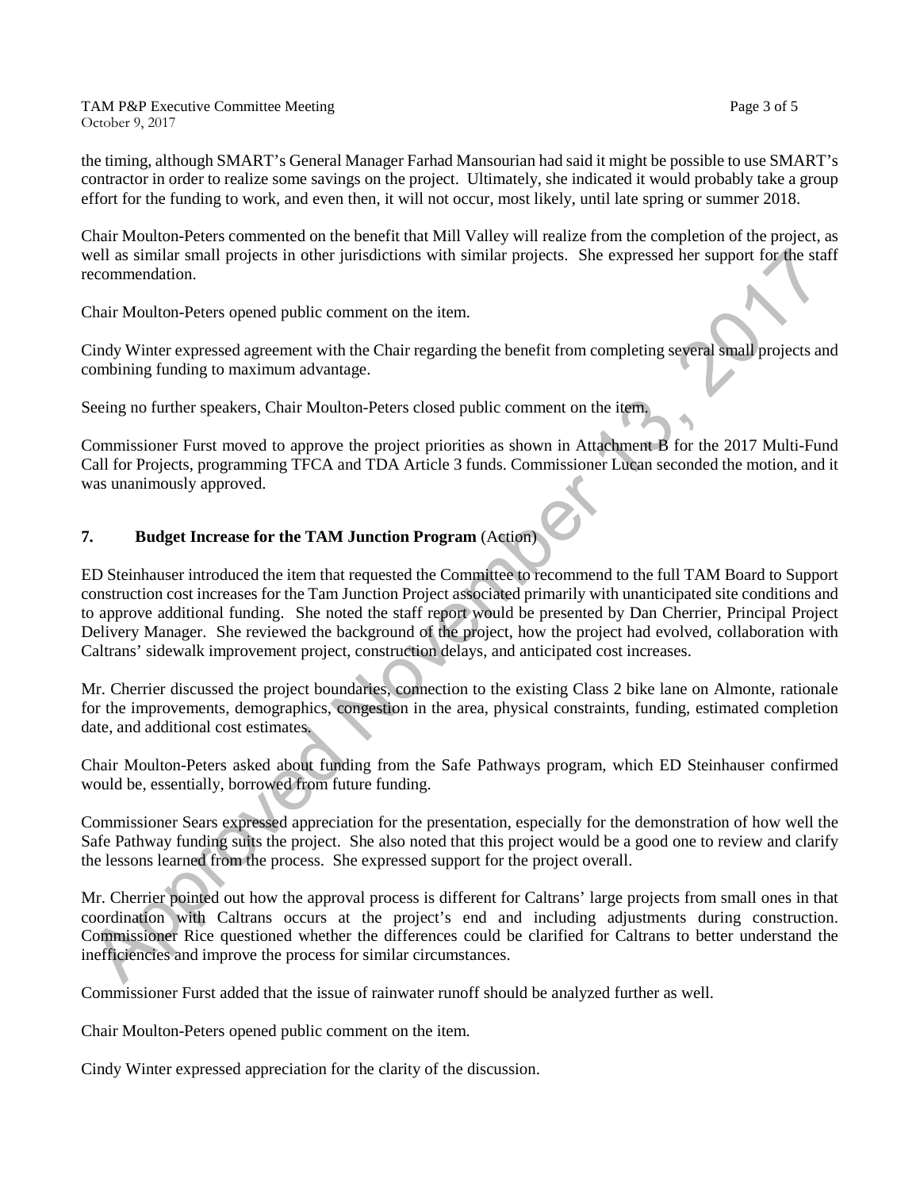the timing, although SMART's General Manager Farhad Mansourian had said it might be possible to use SMART's contractor in order to realize some savings on the project. Ultimately, she indicated it would probably take a group effort for the funding to work, and even then, it will not occur, most likely, until late spring or summer 2018.

Chair Moulton-Peters commented on the benefit that Mill Valley will realize from the completion of the project, as well as similar small projects in other jurisdictions with similar projects. She expressed her support for the staff recommendation.

Chair Moulton-Peters opened public comment on the item.

Cindy Winter expressed agreement with the Chair regarding the benefit from completing several small projects and combining funding to maximum advantage.

Seeing no further speakers, Chair Moulton-Peters closed public comment on the item.

Commissioner Furst moved to approve the project priorities as shown in Attachment B for the 2017 Multi-Fund Call for Projects, programming TFCA and TDA Article 3 funds. Commissioner Lucan seconded the motion, and it was unanimously approved.

## 7. Budget Increase for the TAM Junction Program (Action)

ED Steinhauser introduced the item that requested the Committee to recommend to the full TAM Board to Support construction cost increases for the Tam Junction Project associated primarily with unanticipated site conditions and to approve additional funding. She noted the staff report would be presented by Dan Cherrier, Principal Project Delivery Manager. She reviewed the background of the project, how the project had evolved, collaboration with Caltrans' sidewalk improvement project, construction delays, and anticipated cost increases.

Mr. Cherrier discussed the project boundaries, connection to the existing Class 2 bike lane on Almonte, rationale for the improvements, demographics, congestion in the area, physical constraints, funding, estimated completion date, and additional cost estimates.

Chair Moulton-Peters asked about funding from the Safe Pathways program, which ED Steinhauser confirmed would be, essentially, borrowed from future funding.

Commissioner Sears expressed appreciation for the presentation, especially for the demonstration of how well the Safe Pathway funding suits the project. She also noted that this project would be a good one to review and clarify the lessons learned from the process. She expressed support for the project overall.

Mr. Cherrier pointed out how the approval process is different for Caltrans' large projects from small ones in that coordination with Caltrans occurs at the project's end and including adjustments during construction. Commissioner Rice questioned whether the differences could be clarified for Caltrans to better understand the inefficiencies and improve the process for similar circumstances.

Commissioner Furst added that the issue of rainwater runoff should be analyzed further as well.

Chair Moulton-Peters opened public comment on the item.

Cindy Winter expressed appreciation for the clarity of the discussion.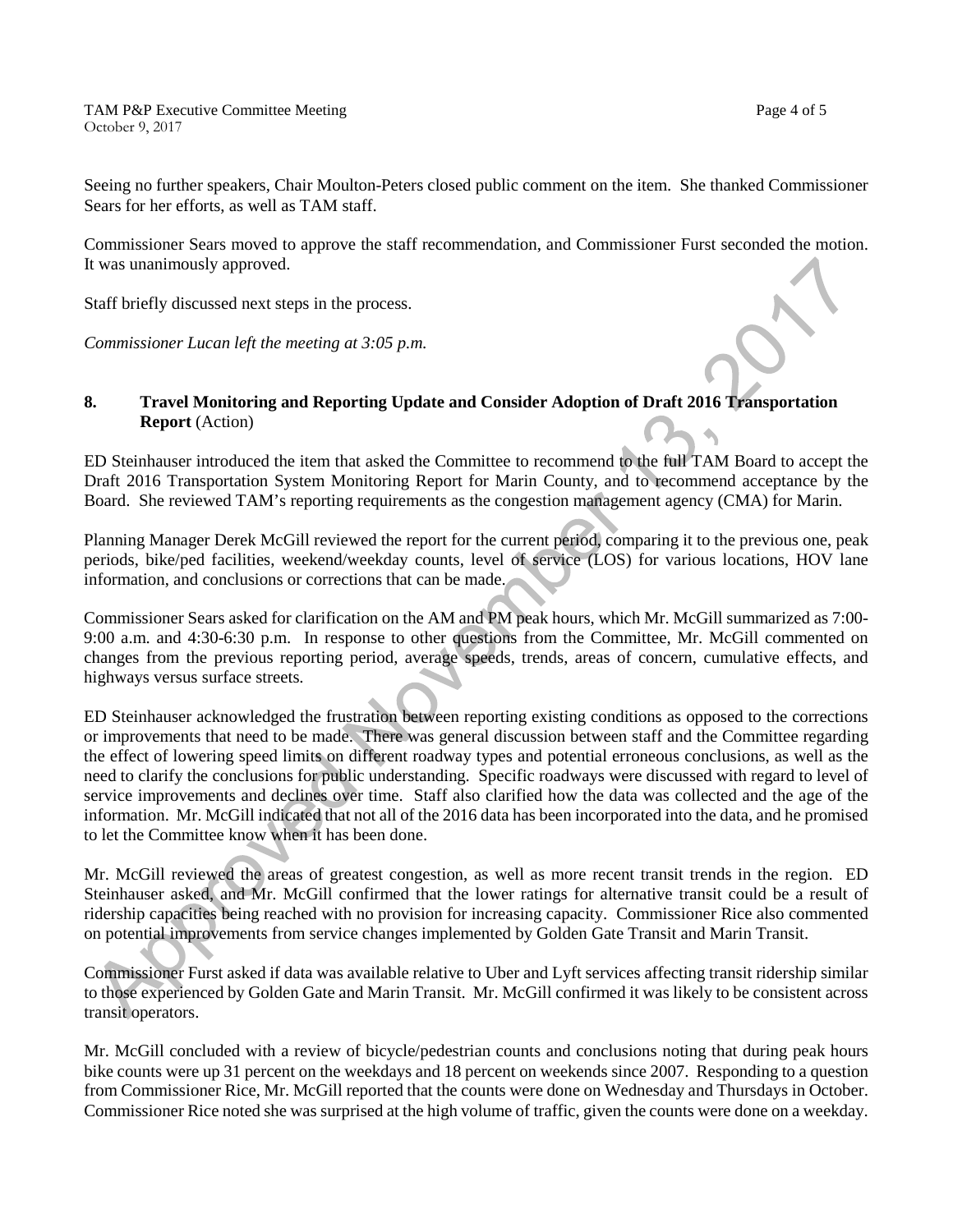Seeing no further speakers, Chair Moulton-Peters closed public comment on the item. She thanked Commissioner Sears for her efforts, as well as TAM staff.

Commissioner Sears moved to approve the staff recommendation, and Commissioner Furst seconded the motion. It was unanimously approved.

Staff briefly discussed next steps in the process.

*Commissioner Lucan left the meeting at 3:05 p.m.*

**8. Travel Monitoring and Reporting Update and Consider Adoption of Draft 2016 Transportation Report** (Action)

ED Steinhauser introduced the item that asked the Committee to recommend to the full TAM Board to accept the Draft 2016 Transportation System Monitoring Report for Marin County, and to recommend acceptance by the Board. She reviewed TAM's reporting requirements as the congestion management agency (CMA) for Marin.

Planning Manager Derek McGill reviewed the report for the current period, comparing it to the previous one, peak periods, bike/ped facilities, weekend/weekday counts, level of service (LOS) for various locations, HOV lane information, and conclusions or corrections that can be made.

Commissioner Sears asked for clarification on the AM and PM peak hours, which Mr. McGill summarized as 7:00-9:00 a.m. and 4:30-6:30 p.m. In response to other questions from the Committee, Mr. McGill commented on changes from the previous reporting period, average speeds, trends, areas of concern, cumulative effects, and highways versus surface streets.

ED Steinhauser acknowledged the frustration between reporting existing conditions as opposed to the corrections or improvements that need to be made. There was general discussion between staff and the Committee regarding the effect of lowering speed limits on different roadway types and potential erroneous conclusions, as well as the need to clarify the conclusions for public understanding. Specific roadways were discussed with regard to level of service improvements and declines over time. Staff also clarified how the data was collected and the age of the information. Mr. McGill indicated that not all of the 2016 data has been incorporated into the data, and he promised to let the Committee know when it has been done.

Mr. McGill reviewed the areas of greatest congestion, as well as more recent transit trends in the region. ED Steinhauser asked, and Mr. McGill confirmed that the lower ratings for alternative transit could be a result of ridership capacities being reached with no provision for increasing capacity. Commissioner Rice also commented on potential improvements from service changes implemented by Golden Gate Transit and Marin Transit.

Commissioner Furst asked if data was available relative to Uber and Lyft services affecting transit ridership similar to those experienced by Golden Gate and Marin Transit. Mr. McGill confirmed it was likely to be consistent across transit operators.

Mr. McGill concluded with a review of bicycle/pedestrian counts and conclusions noting that during peak hours bike counts were up 31 percent on the weekdays and 18 percent on weekends since 2007. Responding to a question from Commissioner Rice, Mr. McGill reported that the counts were done on Wednesday and Thursdays in October. Commissioner Rice noted she was surprised at the high volume of traffic, given the counts were done on a weekday.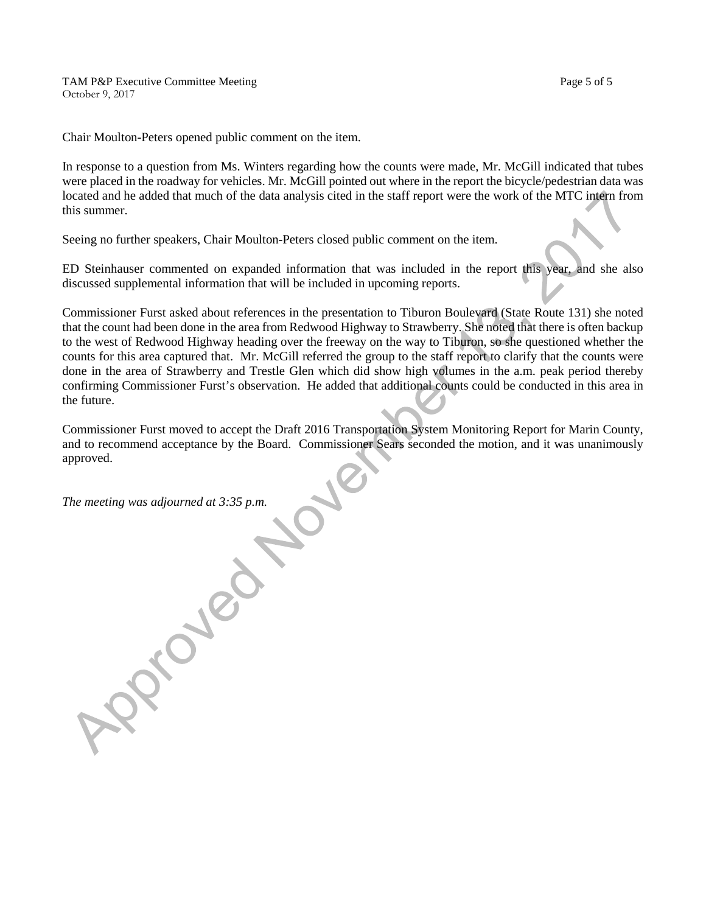Chair Moulton-Peters opened public comment on the item.

In response to a question from Ms. Winters regarding how the counts were made, Mr. McGill indicated that tubes were placed in the roadway for vehicles. Mr. McGill pointed out where in the report the bicycle/pedestrian data was located and he added that much of the data analysis cited in the staff report were the work of the MTC intern from this summer.

Seeing no further speakers, Chair Moulton-Peters closed public comment on the item.

ED Steinhauser commented on expanded information that was included in the report this year, and she also discussed supplemental information that will be included in upcoming reports.

Commissioner Furst asked about references in the presentation to Tiburon Boulevard (State Route 131) she noted that the count had been done in the area from Redwood Highway to Strawberry. She noted that there is often backup to the west of Redwood Highway heading over the freeway on the way to Tiburon, so she questioned whether the counts for this area captured that. Mr. McGill referred the group to the staff report to clarify that the counts were done in the area of Strawberry and Trestle Glen which did show high volumes in the a.m. peak period thereby confirming Commissioner Furst's observation. He added that additional counts could be conducted in this area in the future.

Commissioner Furst moved to accept the Draft 2016 Transportation System Monitoring Report for Marin County, and to recommend acceptance by the Board. Commissioner Sears seconded the motion, and it was unanimously approved.

*The meeting was adjourned at 3:35 p.m.*